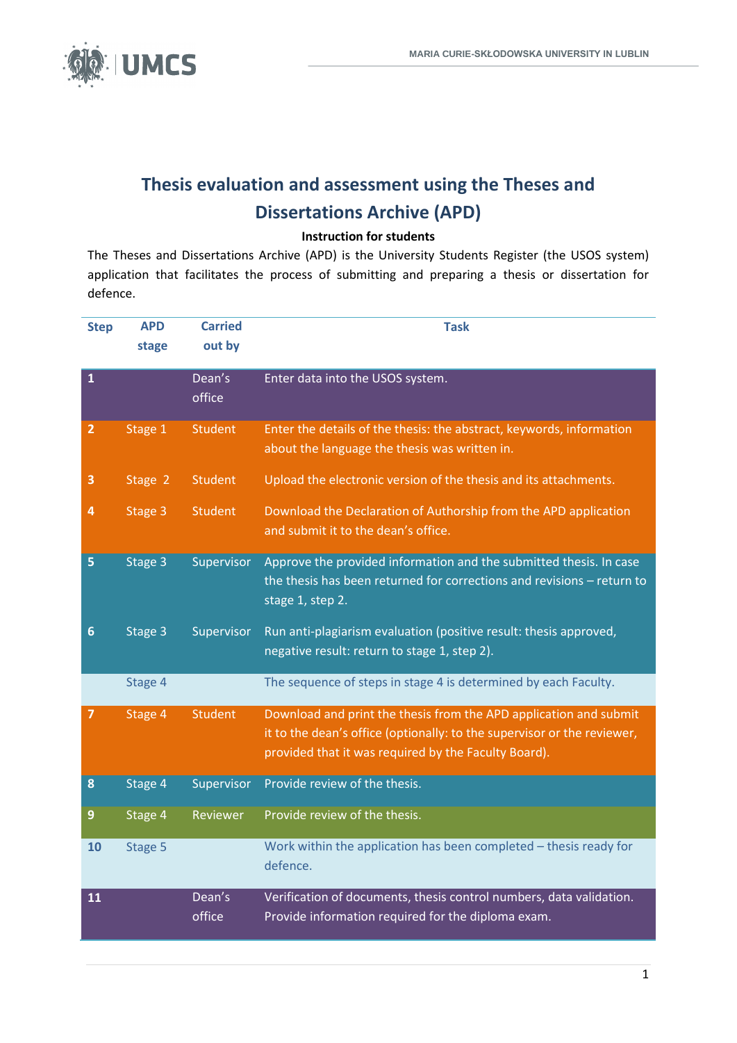# Thesis evaluation and assessment using the Theses and Dissertations Archive (APD)

**Instruction for students**

The Theses and Dissertations Archive (APD) is the University Students Register (the USOS system) application that facilitates the process of submitting and preparing a thesis or dissertation for defence.

| Step | APD stage | Carried out by | Task |
|---|---|---|---|
| 1 | | Dean's office | Enter data into the USOS system. |
| 2 | Stage 1 | Student | Enter the details of the thesis: the abstract, keywords, information about the language the thesis was written in. |
| 3 | Stage 2 | Student | Upload the electronic version of the thesis and its attachments. |
| 4 | Stage 3 | Student | Download the Declaration of Authorship from the APD application and submit it to the dean's office. |
| 5 | Stage 3 | Supervisor | Approve the provided information and the submitted thesis. In case the thesis has been returned for corrections and revisions – return to stage 1, step 2. |
| 6 | Stage 3 | Supervisor | Run anti-plagiarism evaluation (positive result: thesis approved, negative result: return to stage 1, step 2). |
| | Stage 4 | | The sequence of steps in stage 4 is determined by each Faculty. |
| 7 | Stage 4 | Student | Download and print the thesis from the APD application and submit it to the dean's office (optionally: to the supervisor or the reviewer, provided that it was required by the Faculty Board). |
| 8 | Stage 4 | Supervisor | Provide review of the thesis. |
| 9 | Stage 4 | Reviewer | Provide review of the thesis. |
| 10 | Stage 5 | | Work within the application has been completed – thesis ready for defence. |
| 11 | | Dean's office | Verification of documents, thesis control numbers, data validation. Provide information required for the diploma exam. |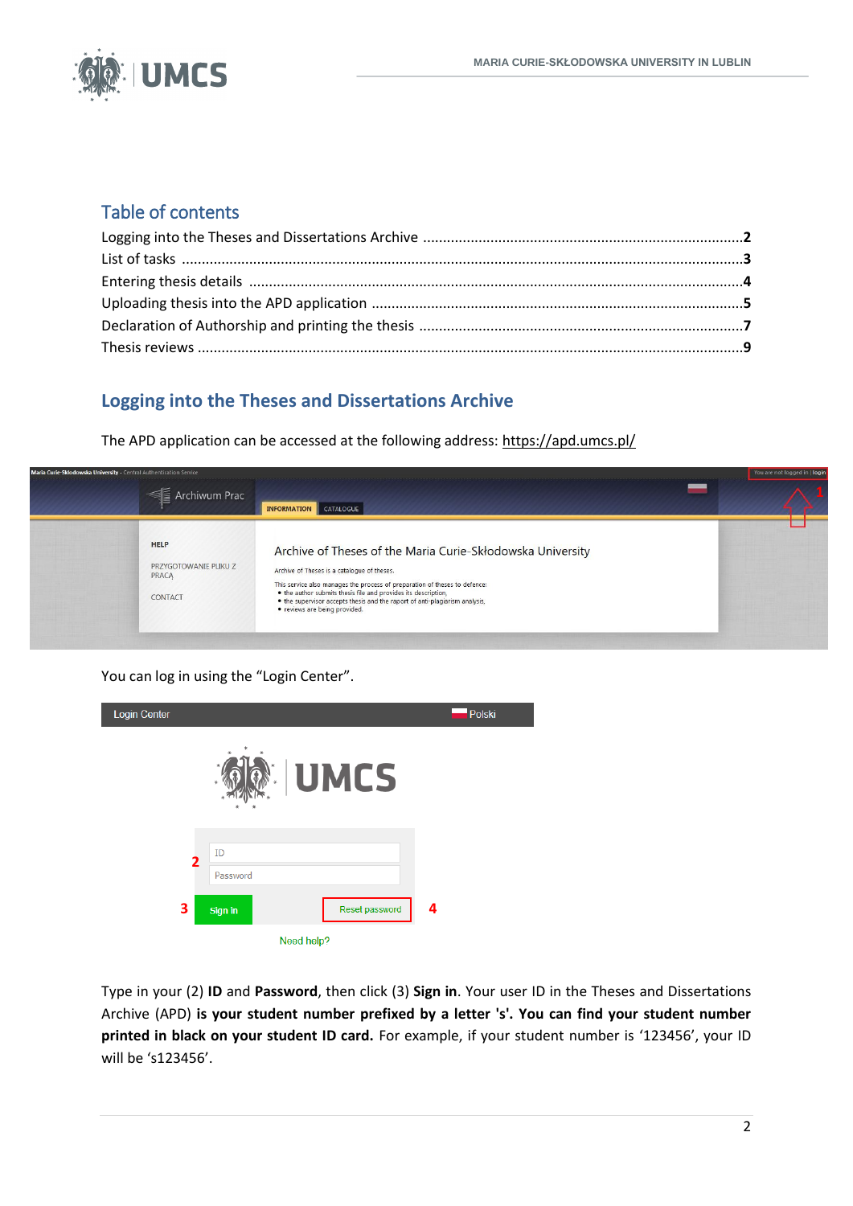## Table of contents

Logging into the Theses and Dissertations Archive ....................................................................................2
List of tasks ..................................................................................................................................................3
Entering thesis details ..................................................................................................................................4
Uploading thesis into the APD application ...................................................................................................5
Declaration of Authorship and printing the thesis .......................................................................................7
Thesis reviews ...............................................................................................................................................9

## Logging into the Theses and Dissertations Archive

The APD application can be accessed at the following address: https://apd.umcs.pl/

You can log in using the “Login Center”.

Type in your (2) **ID** and **Password**, then click (3) **Sign in**. Your user ID in the Theses and Dissertations Archive (APD) **is your student number prefixed by a letter 's'. You can find your student number printed in black on your student ID card.** For example, if your student number is ‘123456’, your ID will be ‘s123456’.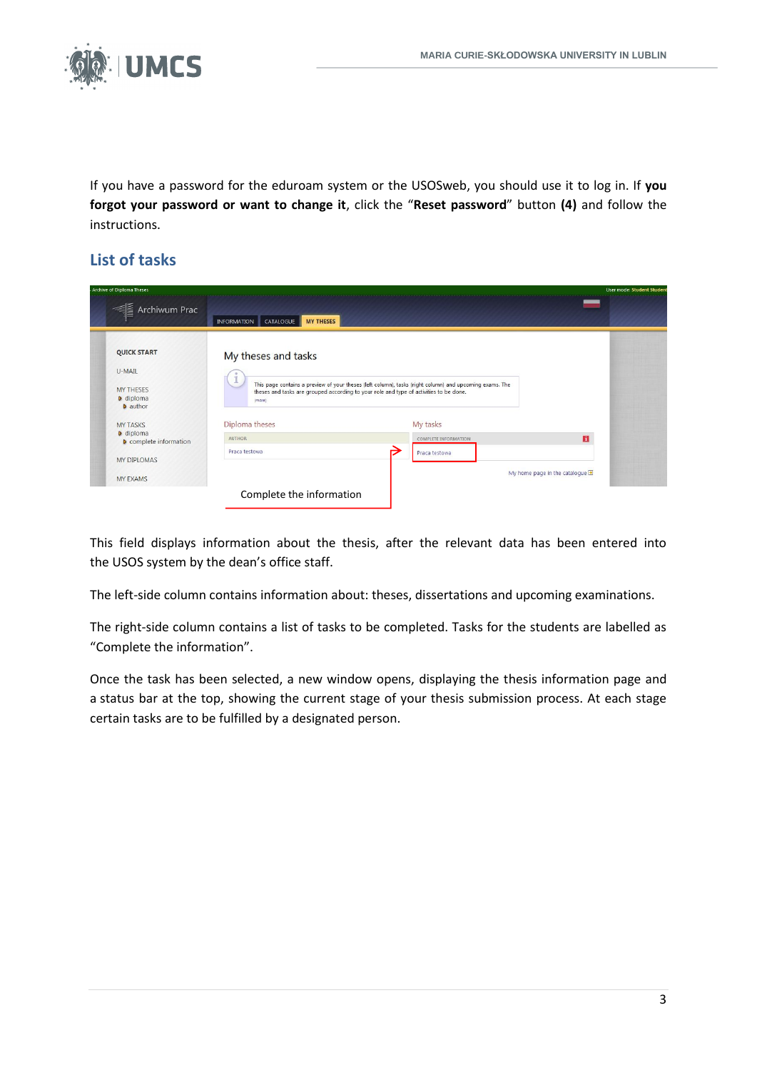If you have a password for the eduroam system or the USOSweb, you should use it to log in. If **you forgot your password or want to change it**, click the "**Reset password**" button **(4)** and follow the instructions.

## List of tasks

Complete the information

This field displays information about the thesis, after the relevant data has been entered into the USOS system by the dean's office staff.

The left-side column contains information about: theses, dissertations and upcoming examinations.

The right-side column contains a list of tasks to be completed. Tasks for the students are labelled as "Complete the information".

Once the task has been selected, a new window opens, displaying the thesis information page and a status bar at the top, showing the current stage of your thesis submission process. At each stage certain tasks are to be fulfilled by a designated person.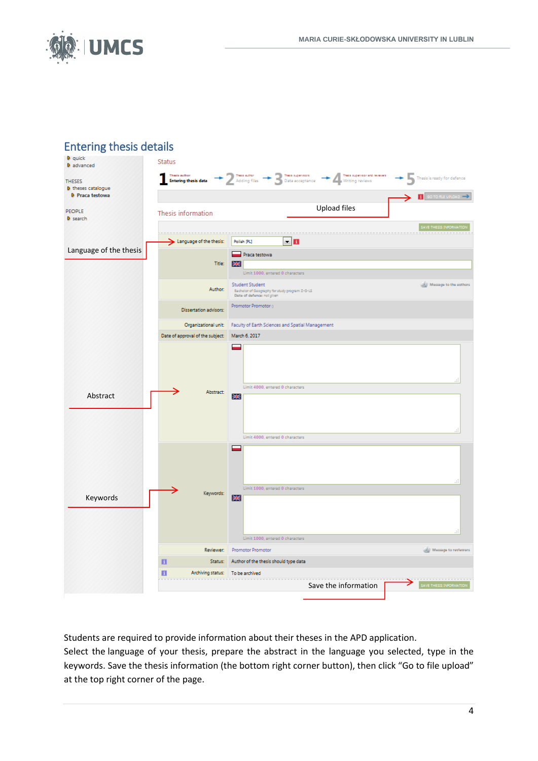## Entering thesis details

Status

Upload files

Thesis information

Language of the thesis

Abstract

Keywords

Save the information

Students are required to provide information about their theses in the APD application.
Select the language of your thesis, prepare the abstract in the language you selected, type in the keywords. Save the thesis information (the bottom right corner button), then click “Go to file upload” at the top right corner of the page.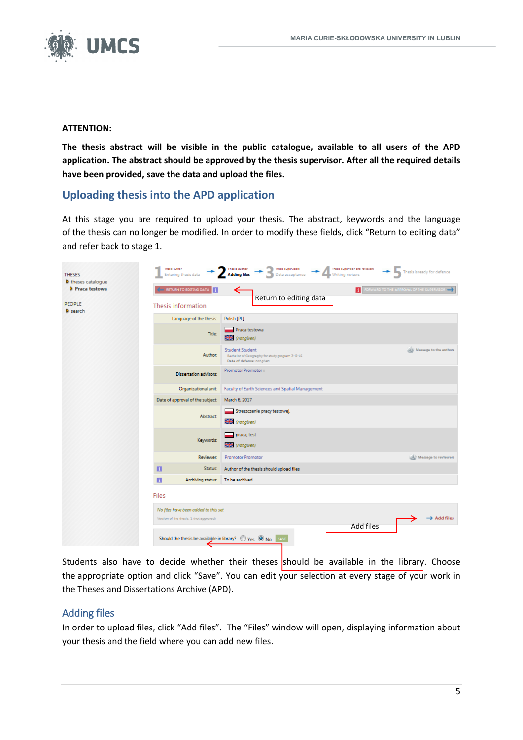**ATTENTION:**

**The thesis abstract will be visible in the public catalogue, available to all users of the APD application. The abstract should be approved by the thesis supervisor. After all the required details have been provided, save the data and upload the files.**

## Uploading thesis into the APD application

At this stage you are required to upload your thesis. The abstract, keywords and the language of the thesis can no longer be modified. In order to modify these fields, click "Return to editing data" and refer back to stage 1.

Students also have to decide whether their theses should be available in the library. Choose the appropriate option and click "Save". You can edit your selection at every stage of your work in the Theses and Dissertations Archive (APD).

## Adding files

In order to upload files, click "Add files". The "Files" window will open, displaying information about your thesis and the field where you can add new files.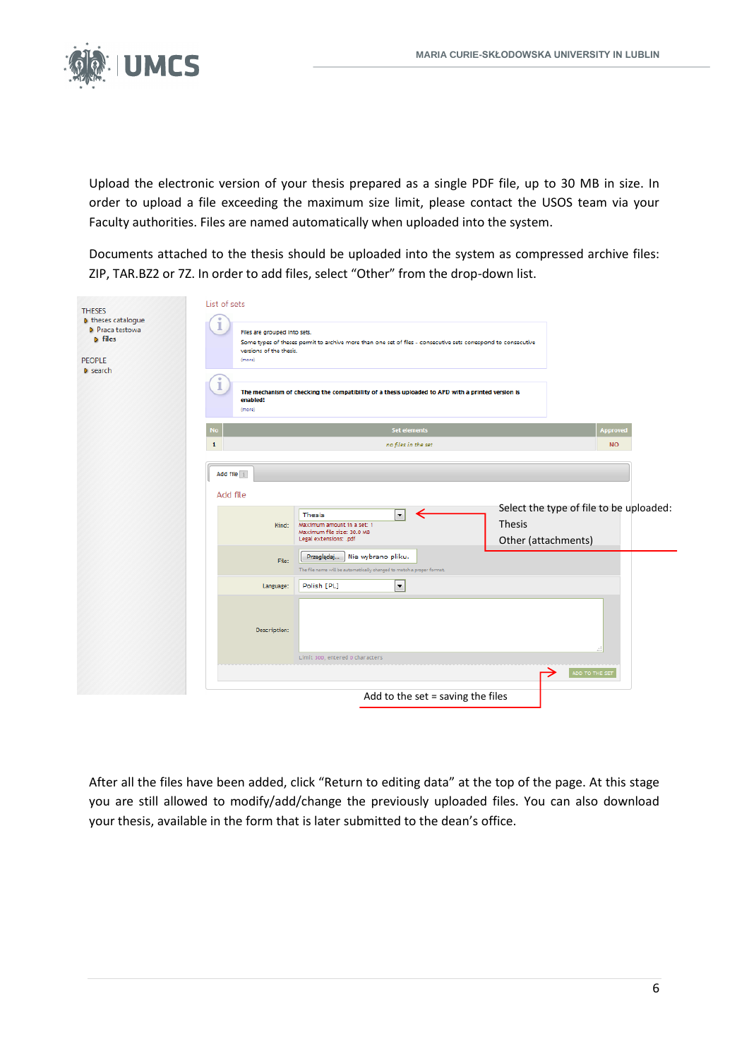Upload the electronic version of your thesis prepared as a single PDF file, up to 30 MB in size. In order to upload a file exceeding the maximum size limit, please contact the USOS team via your Faculty authorities. Files are named automatically when uploaded into the system.

Documents attached to the thesis should be uploaded into the system as compressed archive files: ZIP, TAR.BZ2 or 7Z. In order to add files, select "Other" from the drop-down list.

Select the type of file to be uploaded:
Thesis
Other (attachments)

Add to the set = saving the files

After all the files have been added, click "Return to editing data" at the top of the page. At this stage you are still allowed to modify/add/change the previously uploaded files. You can also download your thesis, available in the form that is later submitted to the dean's office.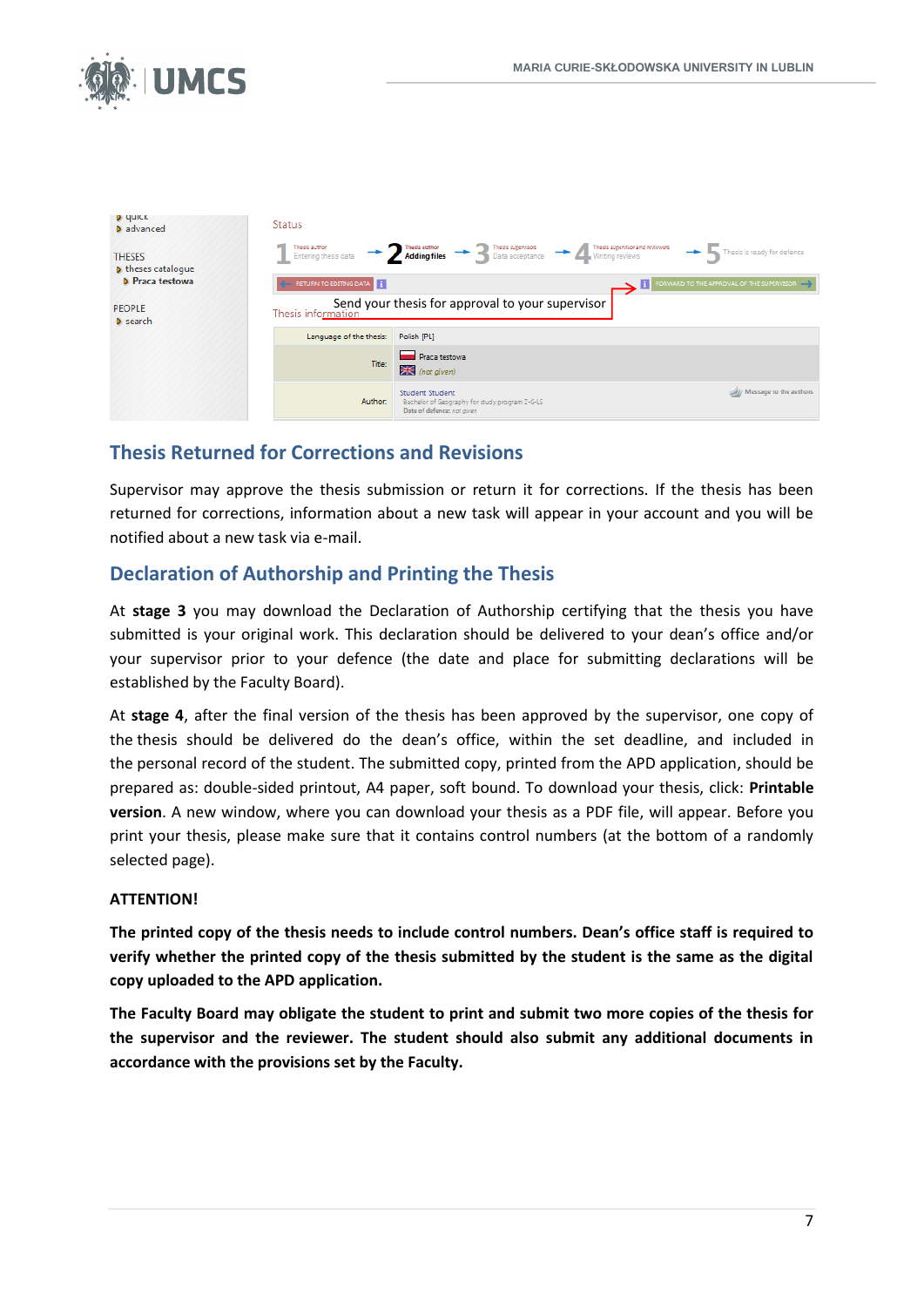## Thesis Returned for Corrections and Revisions

Supervisor may approve the thesis submission or return it for corrections. If the thesis has been returned for corrections, information about a new task will appear in your account and you will be notified about a new task via e-mail.

## Declaration of Authorship and Printing the Thesis

At **stage 3** you may download the Declaration of Authorship certifying that the thesis you have submitted is your original work. This declaration should be delivered to your dean's office and/or your supervisor prior to your defence (the date and place for submitting declarations will be established by the Faculty Board).

At **stage 4**, after the final version of the thesis has been approved by the supervisor, one copy of the thesis should be delivered do the dean's office, within the set deadline, and included in the personal record of the student. The submitted copy, printed from the APD application, should be prepared as: double-sided printout, A4 paper, soft bound. To download your thesis, click: **Printable version**. A new window, where you can download your thesis as a PDF file, will appear. Before you print your thesis, please make sure that it contains control numbers (at the bottom of a randomly selected page).

**ATTENTION!**

**The printed copy of the thesis needs to include control numbers. Dean's office staff is required to verify whether the printed copy of the thesis submitted by the student is the same as the digital copy uploaded to the APD application.**

**The Faculty Board may obligate the student to print and submit two more copies of the thesis for the supervisor and the reviewer. The student should also submit any additional documents in accordance with the provisions set by the Faculty.**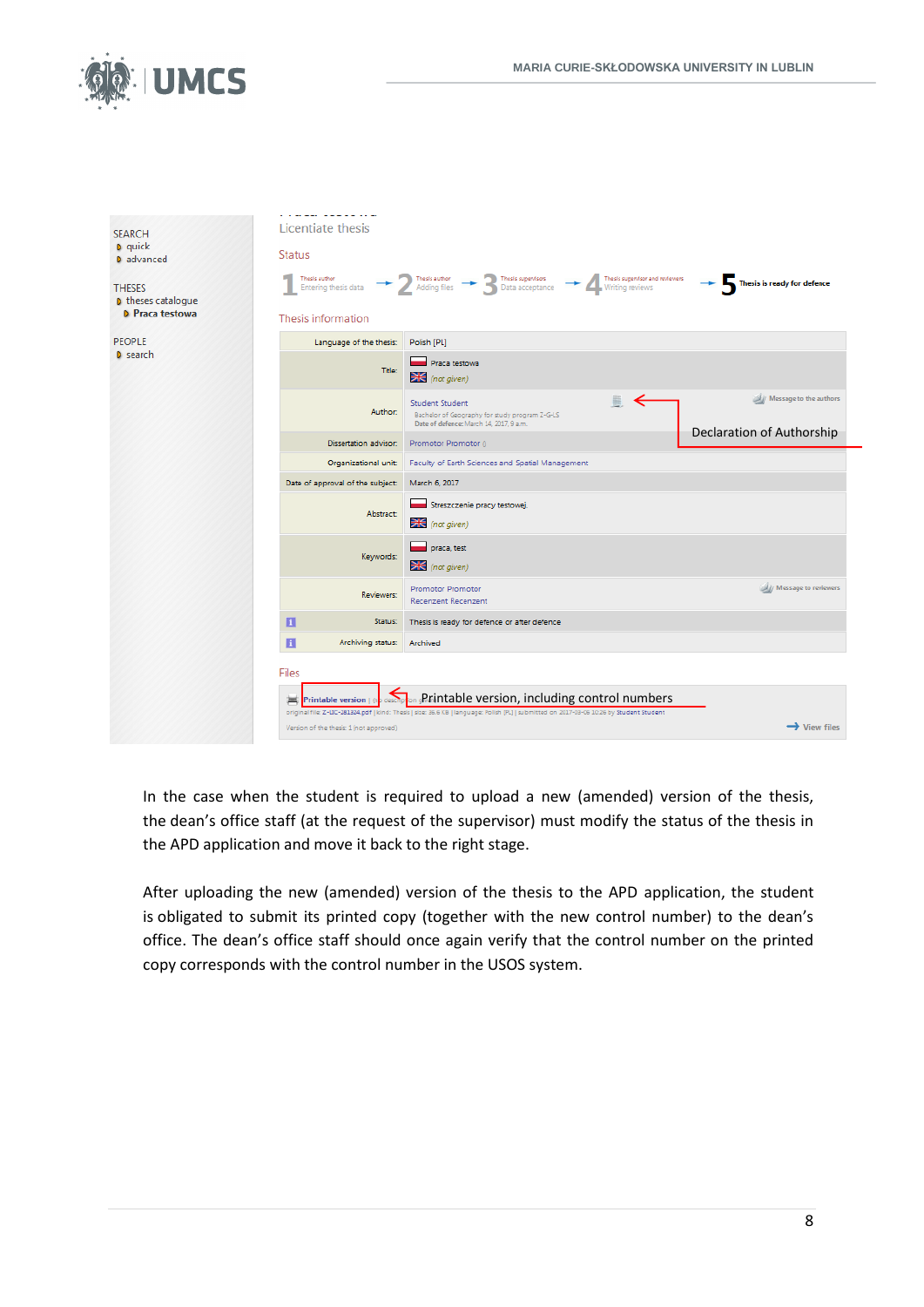Licentiate thesis

Status

1 Thesis author Entering thesis data → 2 Thesis author Adding files → 3 Thesis supervisors Data acceptance → 4 Thesis supervisor and reviewers Writing reviews → 5 Thesis is ready for defence

Thesis information

| | |
|---|---|
| Language of the thesis: | Polish [PL] |
| Title: | Praca testowa (not given) |
| Author: | Student Student Bachelor of Geography for study program I-G-LS Date of defence: March 14, 2017, 9 a.m. |
| Dissertation advisor: | Promotor Promotor |
| Organizational unit: | Faculty of Earth Sciences and Spatial Management |
| Date of approval of the subject: | March 6, 2017 |
| Abstract: | Streszczenie pracy testowej. (not given) |
| Keywords: | praca, test (not given) |
| Reviewers: | Promotor Promotor Recenzent Recenzent |
| Status: | Thesis is ready for defence or after defence |
| Archiving status: | Archived |

Declaration of Authorship

Files

Printable version, including control numbers

In the case when the student is required to upload a new (amended) version of the thesis, the dean's office staff (at the request of the supervisor) must modify the status of the thesis in the APD application and move it back to the right stage.

After uploading the new (amended) version of the thesis to the APD application, the student is obligated to submit its printed copy (together with the new control number) to the dean's office. The dean's office staff should once again verify that the control number on the printed copy corresponds with the control number in the USOS system.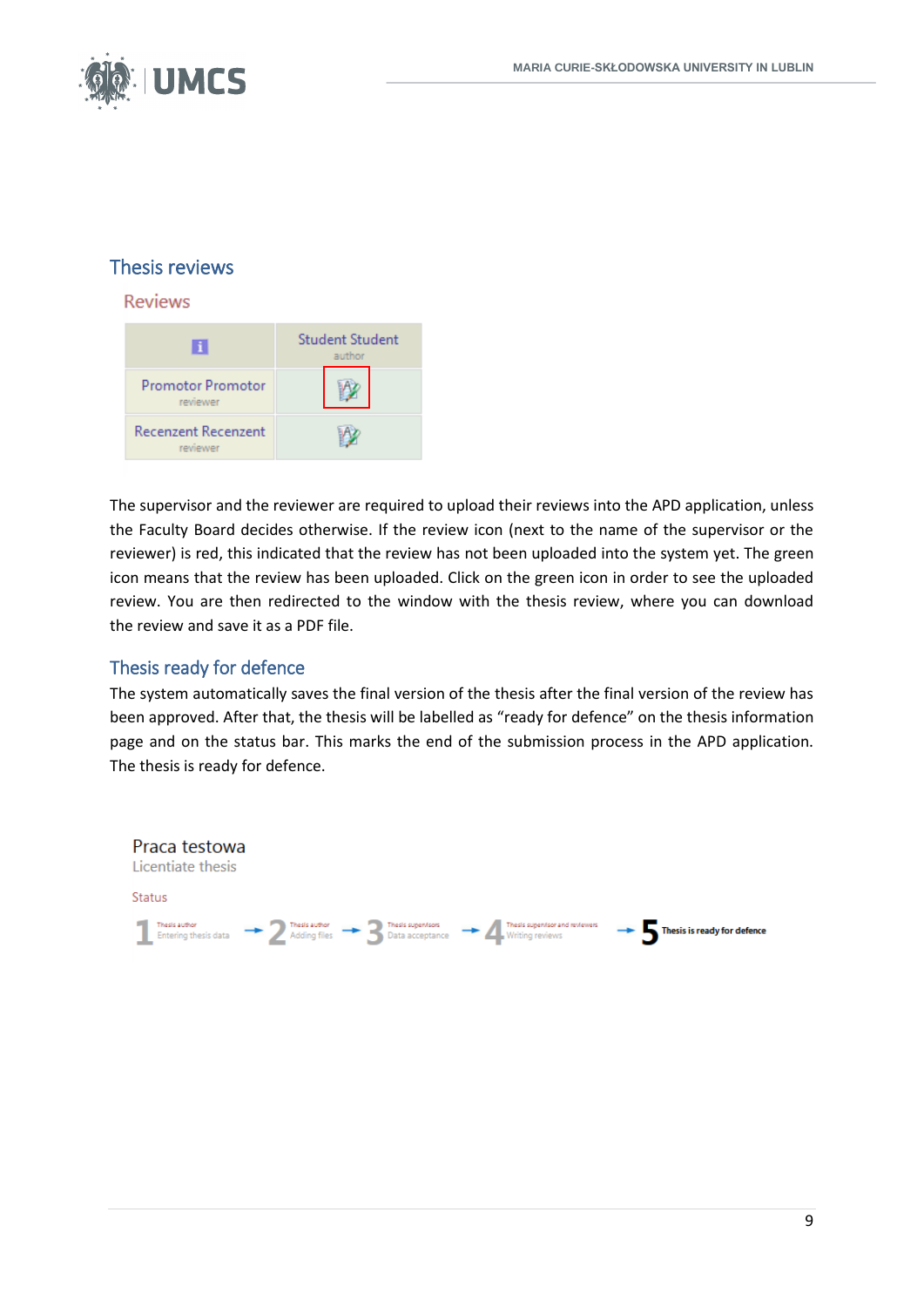## Thesis reviews

### Reviews

| i | Student Student<br>author |
| --- | --- |
| Promotor Promotor<br>reviewer | |
| Recenzent Recenzent<br>reviewer | |

The supervisor and the reviewer are required to upload their reviews into the APD application, unless the Faculty Board decides otherwise. If the review icon (next to the name of the supervisor or the reviewer) is red, this indicated that the review has not been uploaded into the system yet. The green icon means that the review has been uploaded. Click on the green icon in order to see the uploaded review. You are then redirected to the window with the thesis review, where you can download the review and save it as a PDF file.

## Thesis ready for defence

The system automatically saves the final version of the thesis after the final version of the review has been approved. After that, the thesis will be labelled as “ready for defence” on the thesis information page and on the status bar. This marks the end of the submission process in the APD application. The thesis is ready for defence.

Praca testowa

Licentiate thesis

Status

1 Thesis author Entering thesis data → 2 Thesis author Adding files → 3 Thesis supervisors Data acceptance → 4 Thesis supervisor and reviewers Writing reviews → 5 Thesis is ready for defence